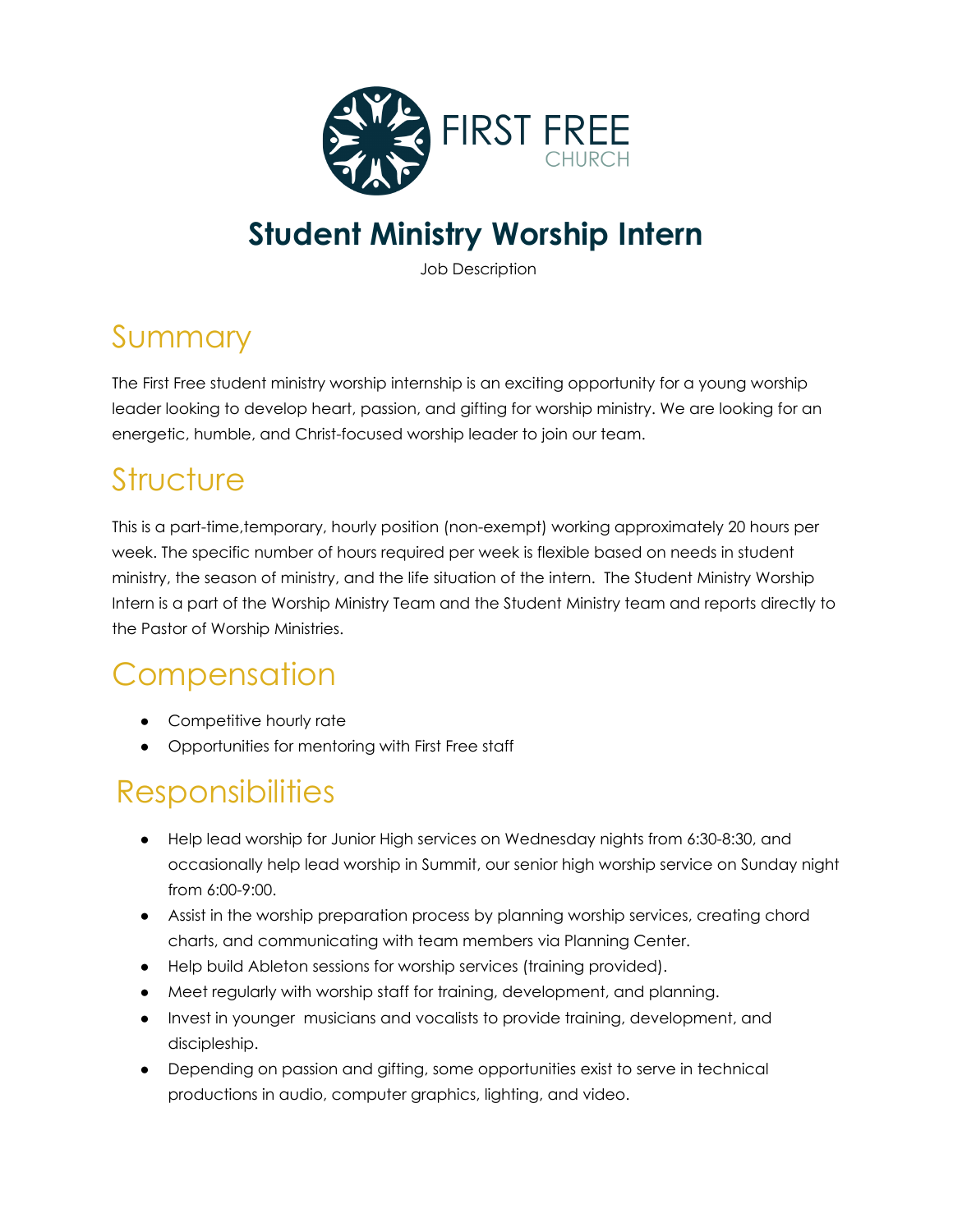FIRST FREE
CHURCH

# Student Ministry Worship Intern

Job Description

## Summary

The First Free student ministry worship internship is an exciting opportunity for a young worship leader looking to develop heart, passion, and gifting for worship ministry. We are looking for an energetic, humble, and Christ-focused worship leader to join our team.

## Structure

This is a part-time,temporary, hourly position (non-exempt) working approximately 20 hours per week. The specific number of hours required per week is flexible based on needs in student ministry, the season of ministry, and the life situation of the intern. The Student Ministry Worship Intern is a part of the Worship Ministry Team and the Student Ministry team and reports directly to the Pastor of Worship Ministries.

## Compensation

- Competitive hourly rate
- Opportunities for mentoring with First Free staff

## Responsibilities

- Help lead worship for Junior High services on Wednesday nights from 6:30-8:30, and occasionally help lead worship in Summit, our senior high worship service on Sunday night from 6:00-9:00.
- Assist in the worship preparation process by planning worship services, creating chord charts, and communicating with team members via Planning Center.
- Help build Ableton sessions for worship services (training provided).
- Meet regularly with worship staff for training, development, and planning.
- Invest in younger musicians and vocalists to provide training, development, and discipleship.
- Depending on passion and gifting, some opportunities exist to serve in technical productions in audio, computer graphics, lighting, and video.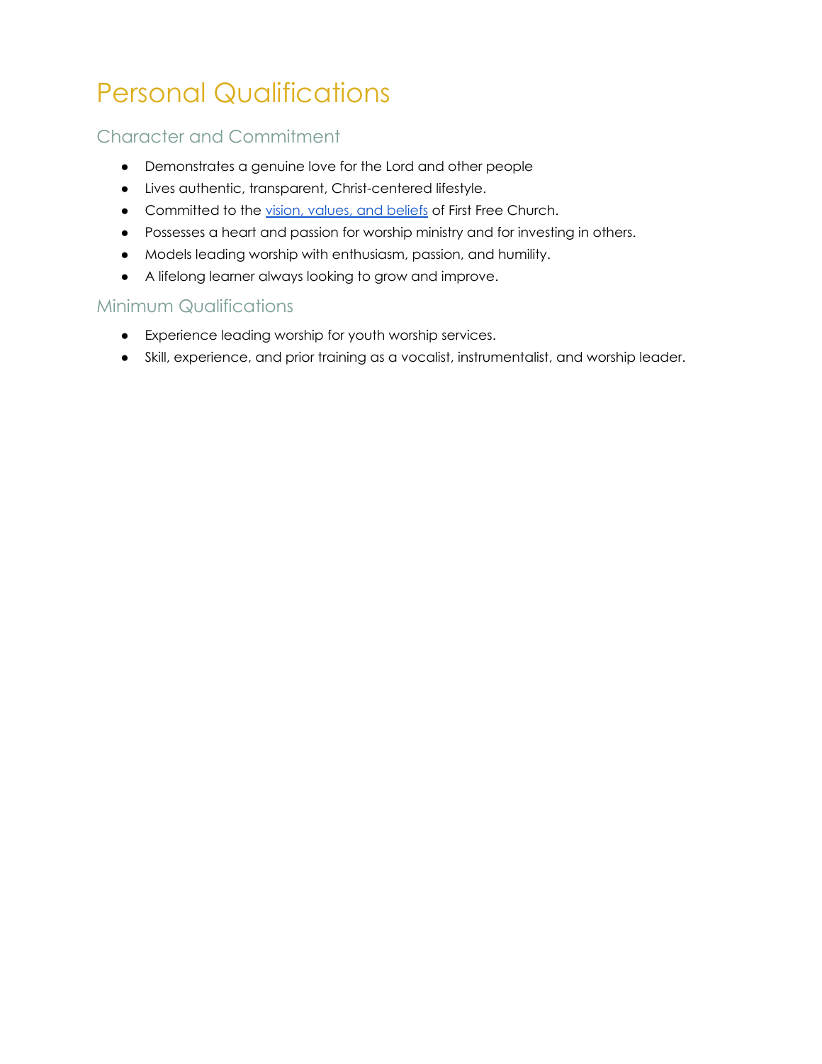# Personal Qualifications

## Character and Commitment

- Demonstrates a genuine love for the Lord and other people
- Lives authentic, transparent, Christ-centered lifestyle.
- Committed to the vision, values, and beliefs of First Free Church.
- Possesses a heart and passion for worship ministry and for investing in others.
- Models leading worship with enthusiasm, passion, and humility.
- A lifelong learner always looking to grow and improve.

## Minimum Qualifications

- Experience leading worship for youth worship services.
- Skill, experience, and prior training as a vocalist, instrumentalist, and worship leader.